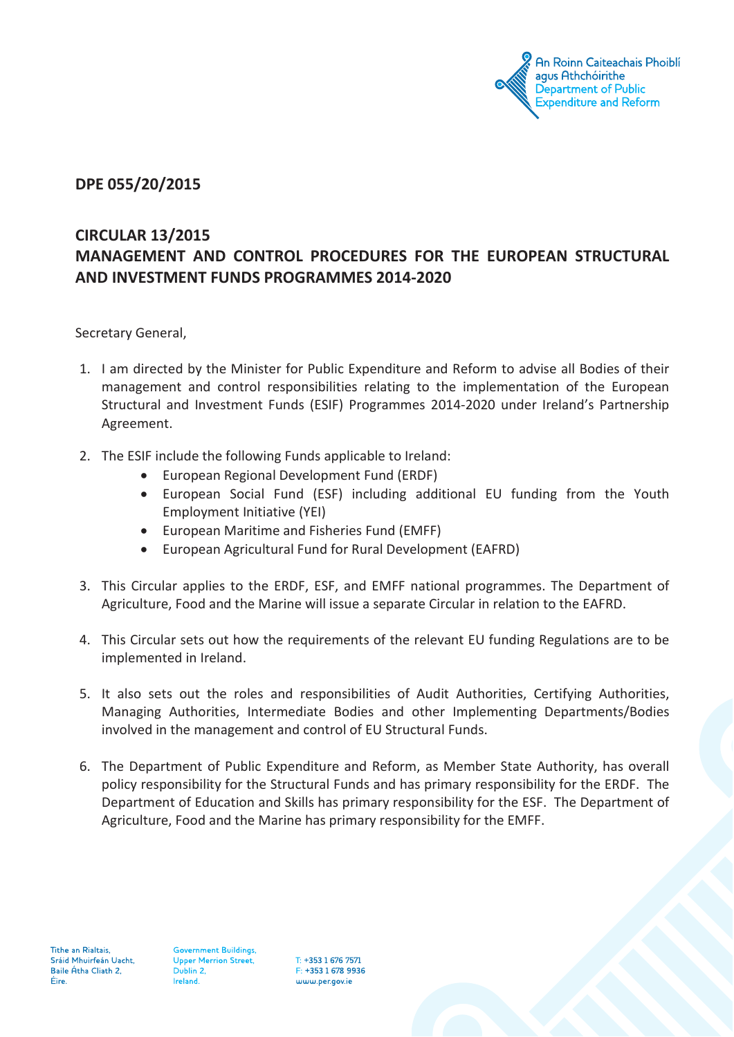**DPE 055/20/2015**

## CIRCULAR 13/2015
## MANAGEMENT AND CONTROL PROCEDURES FOR THE EUROPEAN STRUCTURAL AND INVESTMENT FUNDS PROGRAMMES 2014-2020

Secretary General,

1. I am directed by the Minister for Public Expenditure and Reform to advise all Bodies of their management and control responsibilities relating to the implementation of the European Structural and Investment Funds (ESIF) Programmes 2014-2020 under Ireland's Partnership Agreement.

2. The ESIF include the following Funds applicable to Ireland:
   - European Regional Development Fund (ERDF)
   - European Social Fund (ESF) including additional EU funding from the Youth Employment Initiative (YEI)
   - European Maritime and Fisheries Fund (EMFF)
   - European Agricultural Fund for Rural Development (EAFRD)

3. This Circular applies to the ERDF, ESF, and EMFF national programmes. The Department of Agriculture, Food and the Marine will issue a separate Circular in relation to the EAFRD.

4. This Circular sets out how the requirements of the relevant EU funding Regulations are to be implemented in Ireland.

5. It also sets out the roles and responsibilities of Audit Authorities, Certifying Authorities, Managing Authorities, Intermediate Bodies and other Implementing Departments/Bodies involved in the management and control of EU Structural Funds.

6. The Department of Public Expenditure and Reform, as Member State Authority, has overall policy responsibility for the Structural Funds and has primary responsibility for the ERDF. The Department of Education and Skills has primary responsibility for the ESF. The Department of Agriculture, Food and the Marine has primary responsibility for the EMFF.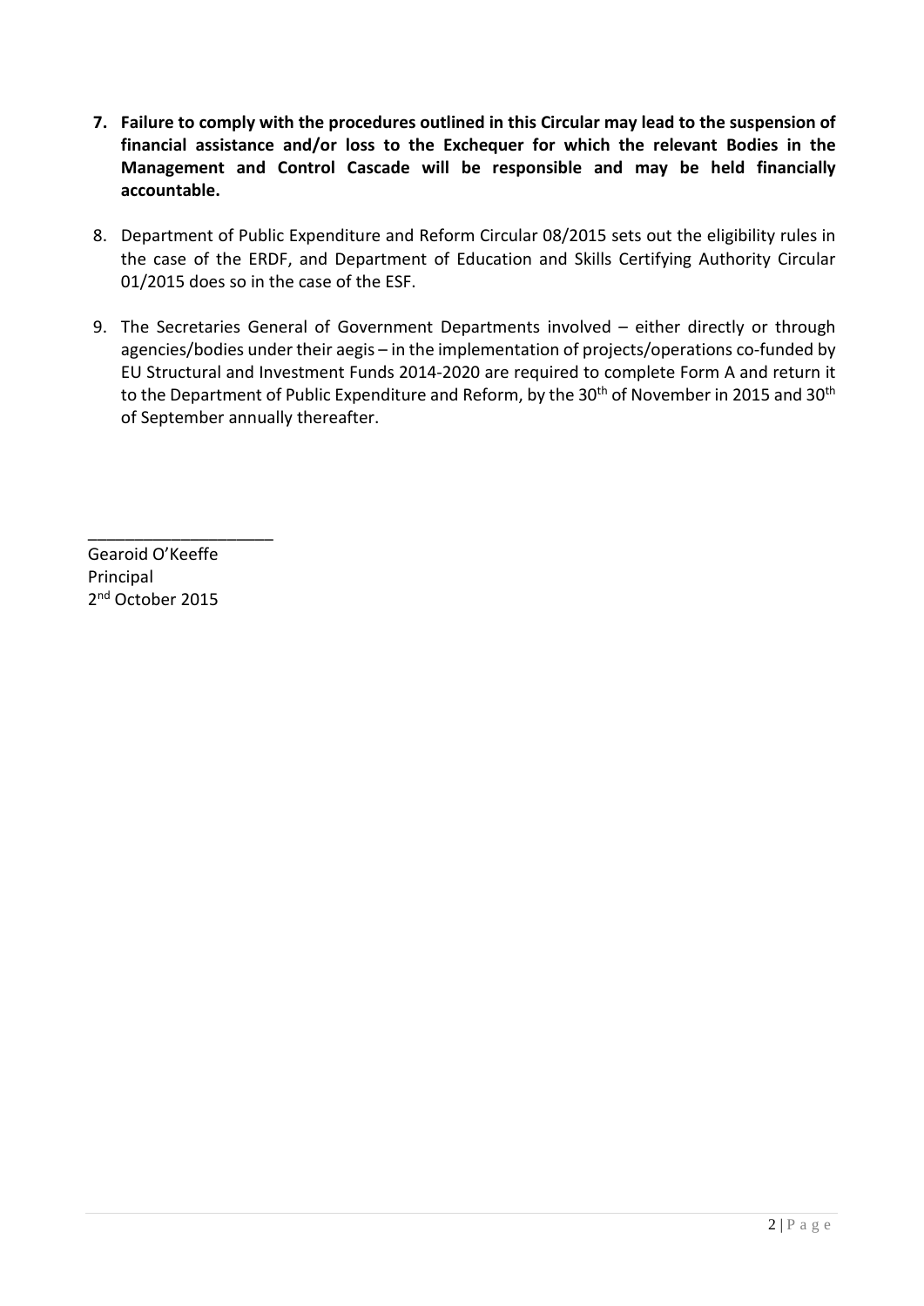7. **Failure to comply with the procedures outlined in this Circular may lead to the suspension of financial assistance and/or loss to the Exchequer for which the relevant Bodies in the Management and Control Cascade will be responsible and may be held financially accountable.**

8. Department of Public Expenditure and Reform Circular 08/2015 sets out the eligibility rules in the case of the ERDF, and Department of Education and Skills Certifying Authority Circular 01/2015 does so in the case of the ESF.

9. The Secretaries General of Government Departments involved – either directly or through agencies/bodies under their aegis – in the implementation of projects/operations co-funded by EU Structural and Investment Funds 2014-2020 are required to complete Form A and return it to the Department of Public Expenditure and Reform, by the 30th of November in 2015 and 30th of September annually thereafter.

____________________

Gearoid O'Keeffe
Principal
2nd October 2015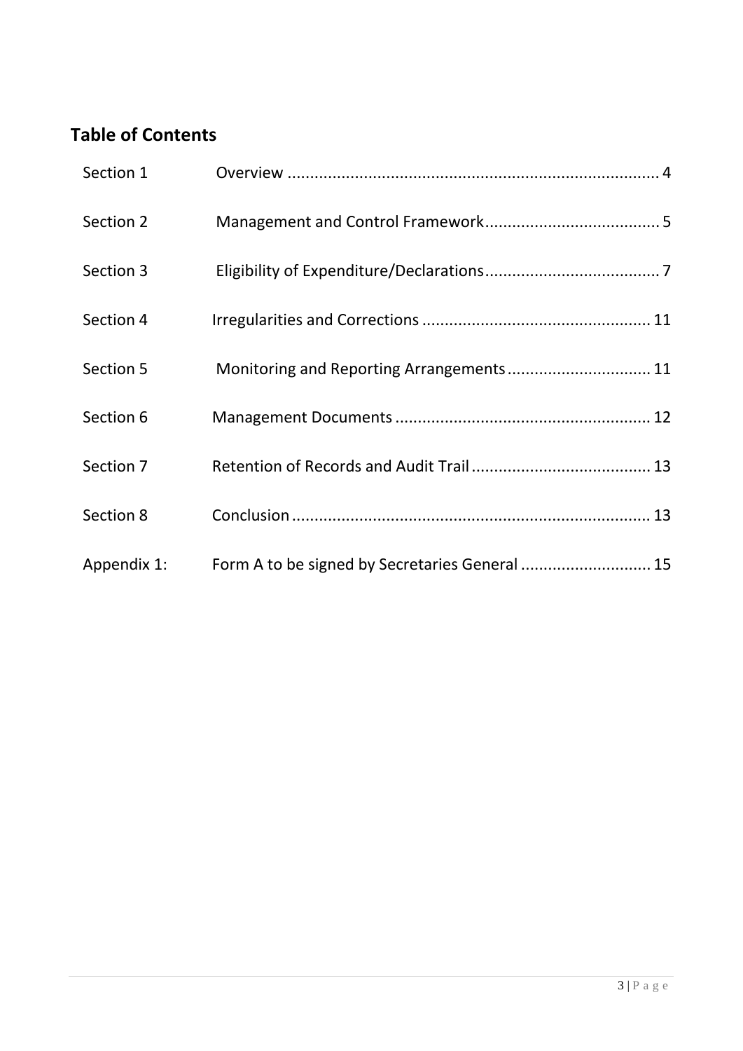## Table of Contents

| | | |
|---|---|---|
| Section 1 | Overview | 4 |
| Section 2 | Management and Control Framework | 5 |
| Section 3 | Eligibility of Expenditure/Declarations | 7 |
| Section 4 | Irregularities and Corrections | 11 |
| Section 5 | Monitoring and Reporting Arrangements | 11 |
| Section 6 | Management Documents | 12 |
| Section 7 | Retention of Records and Audit Trail | 13 |
| Section 8 | Conclusion | 13 |
| Appendix 1: | Form A to be signed by Secretaries General | 15 |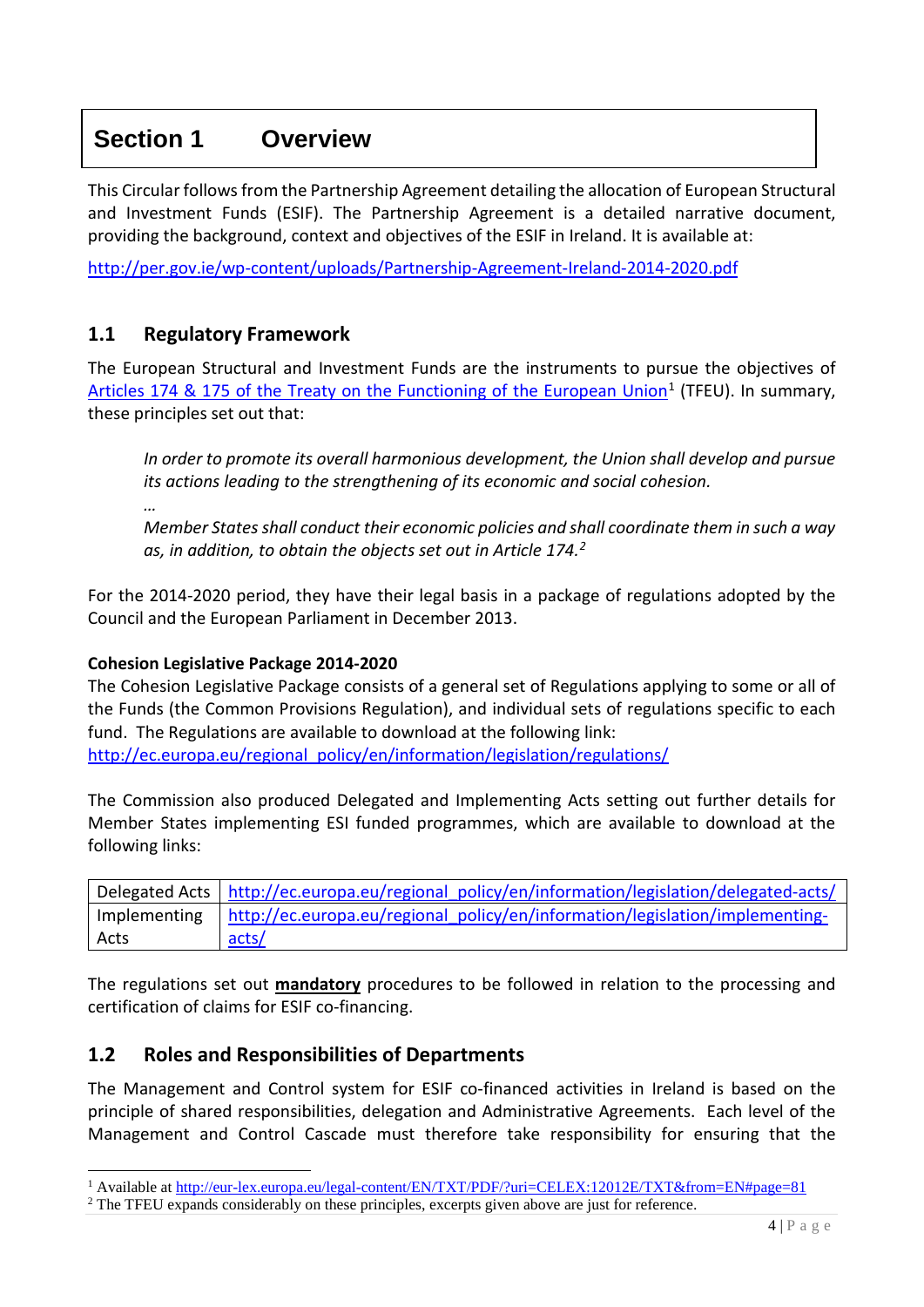# Section 1 Overview

This Circular follows from the Partnership Agreement detailing the allocation of European Structural and Investment Funds (ESIF). The Partnership Agreement is a detailed narrative document, providing the background, context and objectives of the ESIF in Ireland. It is available at:

http://per.gov.ie/wp-content/uploads/Partnership-Agreement-Ireland-2014-2020.pdf

## 1.1 Regulatory Framework

The European Structural and Investment Funds are the instruments to pursue the objectives of Articles 174 & 175 of the Treaty on the Functioning of the European Union[1] (TFEU). In summary, these principles set out that:

> *In order to promote its overall harmonious development, the Union shall develop and pursue its actions leading to the strengthening of its economic and social cohesion.*
>
> *…*
>
> *Member States shall conduct their economic policies and shall coordinate them in such a way as, in addition, to obtain the objects set out in Article 174.*[2]

For the 2014-2020 period, they have their legal basis in a package of regulations adopted by the Council and the European Parliament in December 2013.

**Cohesion Legislative Package 2014-2020**

The Cohesion Legislative Package consists of a general set of Regulations applying to some or all of the Funds (the Common Provisions Regulation), and individual sets of regulations specific to each fund. The Regulations are available to download at the following link:
http://ec.europa.eu/regional_policy/en/information/legislation/regulations/

The Commission also produced Delegated and Implementing Acts setting out further details for Member States implementing ESI funded programmes, which are available to download at the following links:

| | |
|---|---|
| Delegated Acts | http://ec.europa.eu/regional_policy/en/information/legislation/delegated-acts/ |
| Implementing Acts | http://ec.europa.eu/regional_policy/en/information/legislation/implementing-acts/ |

The regulations set out **mandatory** procedures to be followed in relation to the processing and certification of claims for ESIF co-financing.

## 1.2 Roles and Responsibilities of Departments

The Management and Control system for ESIF co-financed activities in Ireland is based on the principle of shared responsibilities, delegation and Administrative Agreements. Each level of the Management and Control Cascade must therefore take responsibility for ensuring that the

---

[1] Available at http://eur-lex.europa.eu/legal-content/EN/TXT/PDF/?uri=CELEX:12012E/TXT&from=EN#page=81

[2] The TFEU expands considerably on these principles, excerpts given above are just for reference.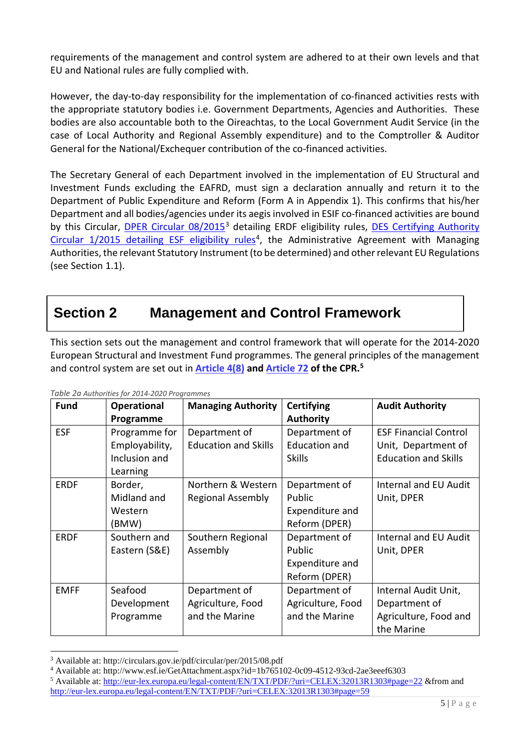requirements of the management and control system are adhered to at their own levels and that EU and National rules are fully complied with.

However, the day-to-day responsibility for the implementation of co-financed activities rests with the appropriate statutory bodies i.e. Government Departments, Agencies and Authorities. These bodies are also accountable both to the Oireachtas, to the Local Government Audit Service (in the case of Local Authority and Regional Assembly expenditure) and to the Comptroller & Auditor General for the National/Exchequer contribution of the co-financed activities.

The Secretary General of each Department involved in the implementation of EU Structural and Investment Funds excluding the EAFRD, must sign a declaration annually and return it to the Department of Public Expenditure and Reform (Form A in Appendix 1). This confirms that his/her Department and all bodies/agencies under its aegis involved in ESIF co-financed activities are bound by this Circular, DPER Circular 08/2015[3] detailing ERDF eligibility rules, DES Certifying Authority Circular 1/2015 detailing ESF eligibility rules[4], the Administrative Agreement with Managing Authorities, the relevant Statutory Instrument (to be determined) and other relevant EU Regulations (see Section 1.1).

# Section 2 Management and Control Framework

This section sets out the management and control framework that will operate for the 2014-2020 European Structural and Investment Fund programmes. The general principles of the management and control system are set out in **Article 4(8) and Article 72 of the CPR.**[5]

*Table 2a Authorities for 2014-2020 Programmes*

| Fund | Operational Programme | Managing Authority | Certifying Authority | Audit Authority |
|---|---|---|---|---|
| ESF | Programme for Employability, Inclusion and Learning | Department of Education and Skills | Department of Education and Skills | ESF Financial Control Unit, Department of Education and Skills |
| ERDF | Border, Midland and Western (BMW) | Northern & Western Regional Assembly | Department of Public Expenditure and Reform (DPER) | Internal and EU Audit Unit, DPER |
| ERDF | Southern and Eastern (S&E) | Southern Regional Assembly | Department of Public Expenditure and Reform (DPER) | Internal and EU Audit Unit, DPER |
| EMFF | Seafood Development Programme | Department of Agriculture, Food and the Marine | Department of Agriculture, Food and the Marine | Internal Audit Unit, Department of Agriculture, Food and the Marine |

[3] Available at: http://circulars.gov.ie/pdf/circular/per/2015/08.pdf

[4] Available at: http://www.esf.ie/GetAttachment.aspx?id=1b765102-0c09-4512-93cd-2ae3eeef6303

[5] Available at: http://eur-lex.europa.eu/legal-content/EN/TXT/PDF/?uri=CELEX:32013R1303#page=22 &from and http://eur-lex.europa.eu/legal-content/EN/TXT/PDF/?uri=CELEX:32013R1303#page=59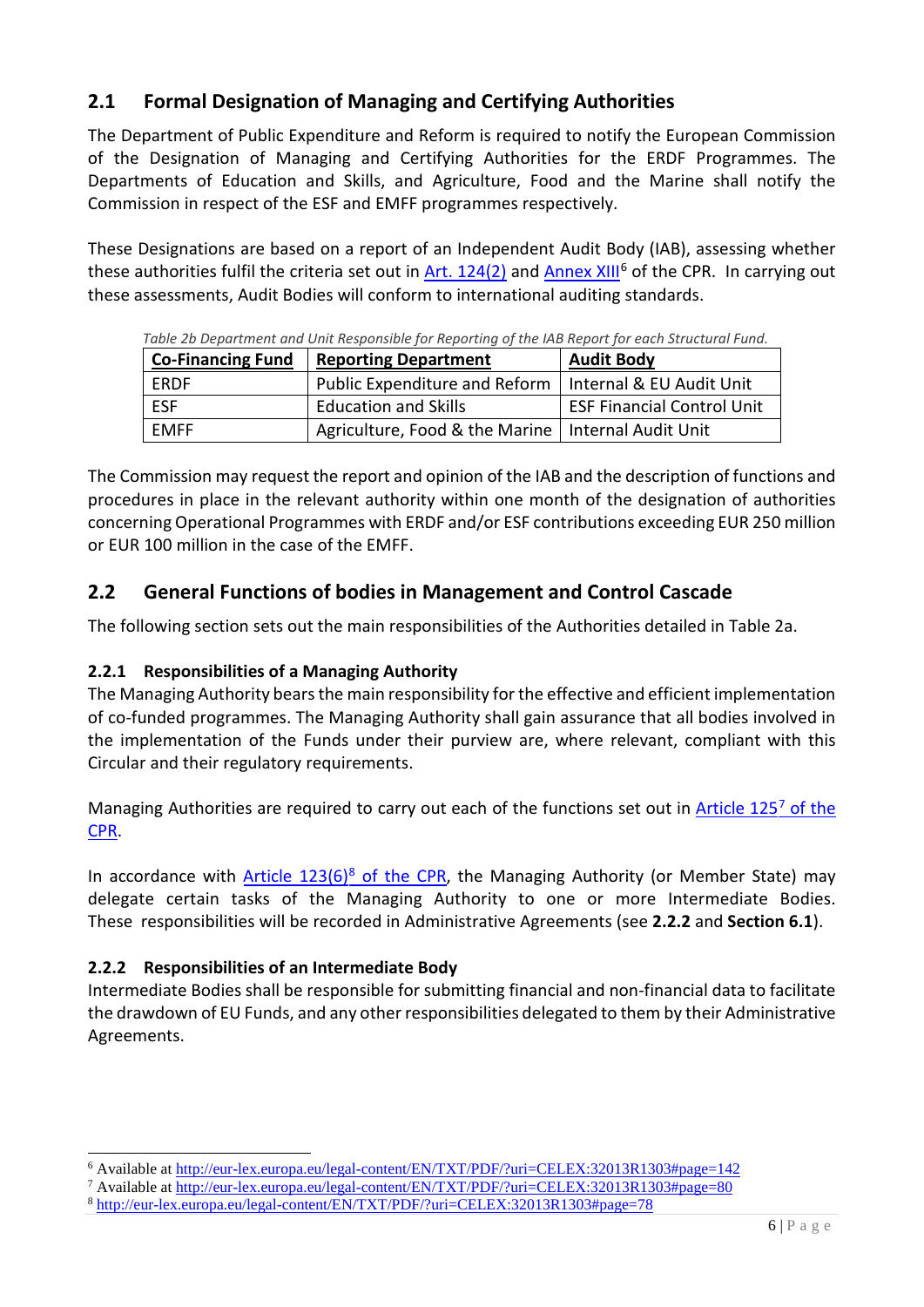## 2.1 Formal Designation of Managing and Certifying Authorities

The Department of Public Expenditure and Reform is required to notify the European Commission of the Designation of Managing and Certifying Authorities for the ERDF Programmes. The Departments of Education and Skills, and Agriculture, Food and the Marine shall notify the Commission in respect of the ESF and EMFF programmes respectively.

These Designations are based on a report of an Independent Audit Body (IAB), assessing whether these authorities fulfil the criteria set out in Art. 124(2) and Annex XIII[6] of the CPR. In carrying out these assessments, Audit Bodies will conform to international auditing standards.

*Table 2b Department and Unit Responsible for Reporting of the IAB Report for each Structural Fund.*

| Co-Financing Fund | Reporting Department | Audit Body |
|---|---|---|
| ERDF | Public Expenditure and Reform | Internal & EU Audit Unit |
| ESF | Education and Skills | ESF Financial Control Unit |
| EMFF | Agriculture, Food & the Marine | Internal Audit Unit |

The Commission may request the report and opinion of the IAB and the description of functions and procedures in place in the relevant authority within one month of the designation of authorities concerning Operational Programmes with ERDF and/or ESF contributions exceeding EUR 250 million or EUR 100 million in the case of the EMFF.

## 2.2 General Functions of bodies in Management and Control Cascade

The following section sets out the main responsibilities of the Authorities detailed in Table 2a.

### 2.2.1 Responsibilities of a Managing Authority

The Managing Authority bears the main responsibility for the effective and efficient implementation of co-funded programmes. The Managing Authority shall gain assurance that all bodies involved in the implementation of the Funds under their purview are, where relevant, compliant with this Circular and their regulatory requirements.

Managing Authorities are required to carry out each of the functions set out in Article 125[7] of the CPR.

In accordance with Article 123(6)[8] of the CPR, the Managing Authority (or Member State) may delegate certain tasks of the Managing Authority to one or more Intermediate Bodies. These responsibilities will be recorded in Administrative Agreements (see **2.2.2** and **Section 6.1**).

### 2.2.2 Responsibilities of an Intermediate Body

Intermediate Bodies shall be responsible for submitting financial and non-financial data to facilitate the drawdown of EU Funds, and any other responsibilities delegated to them by their Administrative Agreements.

---

[6] Available at http://eur-lex.europa.eu/legal-content/EN/TXT/PDF/?uri=CELEX:32013R1303#page=142

[7] Available at http://eur-lex.europa.eu/legal-content/EN/TXT/PDF/?uri=CELEX:32013R1303#page=80

[8] http://eur-lex.europa.eu/legal-content/EN/TXT/PDF/?uri=CELEX:32013R1303#page=78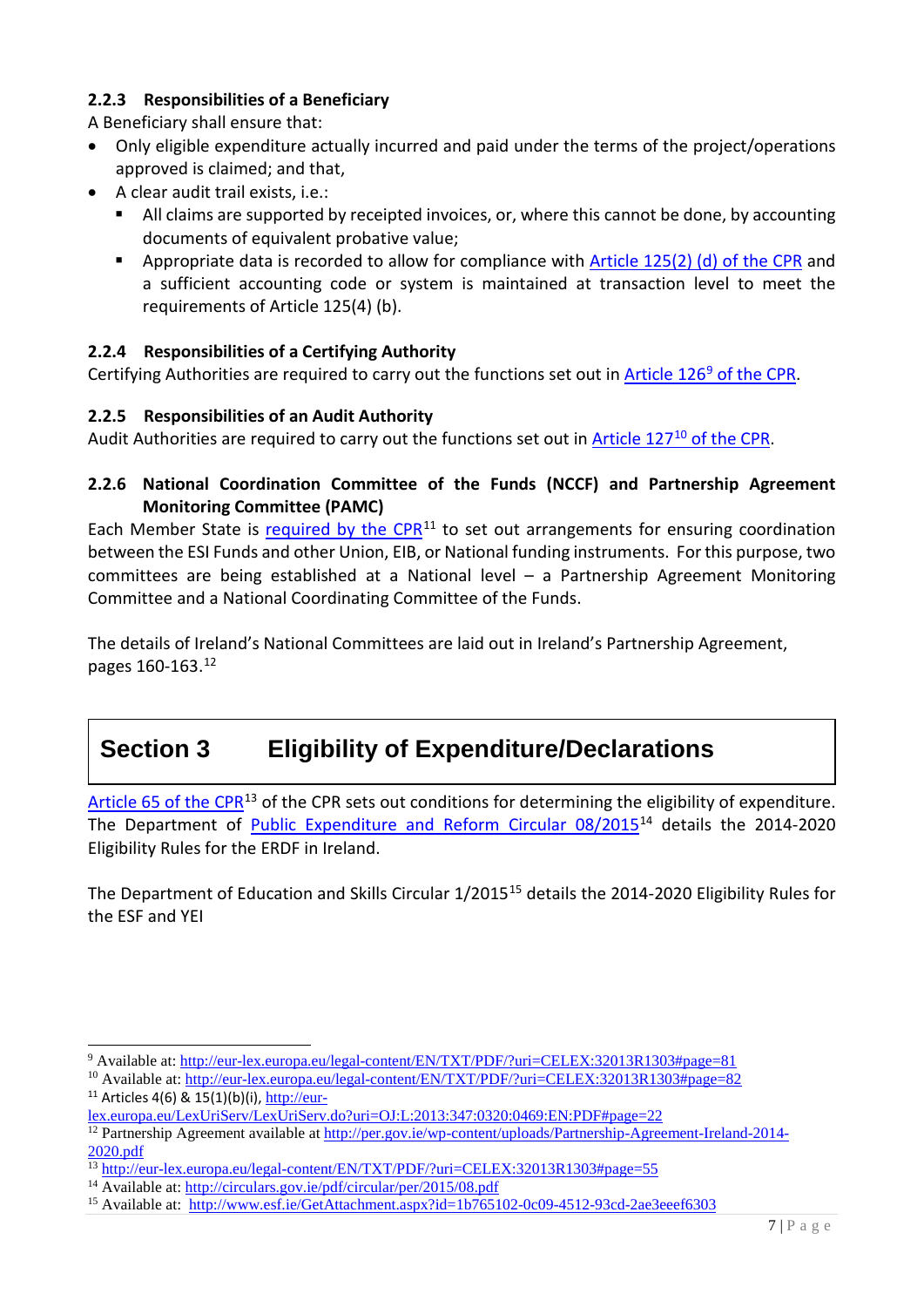### 2.2.3 Responsibilities of a Beneficiary

A Beneficiary shall ensure that:

- Only eligible expenditure actually incurred and paid under the terms of the project/operations approved is claimed; and that,
- A clear audit trail exists, i.e.:
  - All claims are supported by receipted invoices, or, where this cannot be done, by accounting documents of equivalent probative value;
  - Appropriate data is recorded to allow for compliance with Article 125(2) (d) of the CPR and a sufficient accounting code or system is maintained at transaction level to meet the requirements of Article 125(4) (b).

### 2.2.4 Responsibilities of a Certifying Authority

Certifying Authorities are required to carry out the functions set out in Article 126[9] of the CPR.

### 2.2.5 Responsibilities of an Audit Authority

Audit Authorities are required to carry out the functions set out in Article 127[10] of the CPR.

### 2.2.6 National Coordination Committee of the Funds (NCCF) and Partnership Agreement Monitoring Committee (PAMC)

Each Member State is required by the CPR[11] to set out arrangements for ensuring coordination between the ESI Funds and other Union, EIB, or National funding instruments. For this purpose, two committees are being established at a National level – a Partnership Agreement Monitoring Committee and a National Coordinating Committee of the Funds.

The details of Ireland's National Committees are laid out in Ireland's Partnership Agreement, pages 160-163.[12]

## Section 3 Eligibility of Expenditure/Declarations

Article 65 of the CPR[13] of the CPR sets out conditions for determining the eligibility of expenditure. The Department of Public Expenditure and Reform Circular 08/2015[14] details the 2014-2020 Eligibility Rules for the ERDF in Ireland.

The Department of Education and Skills Circular 1/2015[15] details the 2014-2020 Eligibility Rules for the ESF and YEI

---

[9] Available at: http://eur-lex.europa.eu/legal-content/EN/TXT/PDF/?uri=CELEX:32013R1303#page=81

[10] Available at: http://eur-lex.europa.eu/legal-content/EN/TXT/PDF/?uri=CELEX:32013R1303#page=82

[11] Articles 4(6) & 15(1)(b)(i), http://eur-lex.europa.eu/LexUriServ/LexUriServ.do?uri=OJ:L:2013:347:0320:0469:EN:PDF#page=22

[12] Partnership Agreement available at http://per.gov.ie/wp-content/uploads/Partnership-Agreement-Ireland-2014-2020.pdf

[13] http://eur-lex.europa.eu/legal-content/EN/TXT/PDF/?uri=CELEX:32013R1303#page=55

[14] Available at: http://circulars.gov.ie/pdf/circular/per/2015/08.pdf

[15] Available at: http://www.esf.ie/GetAttachment.aspx?id=1b765102-0c09-4512-93cd-2ae3eeef6303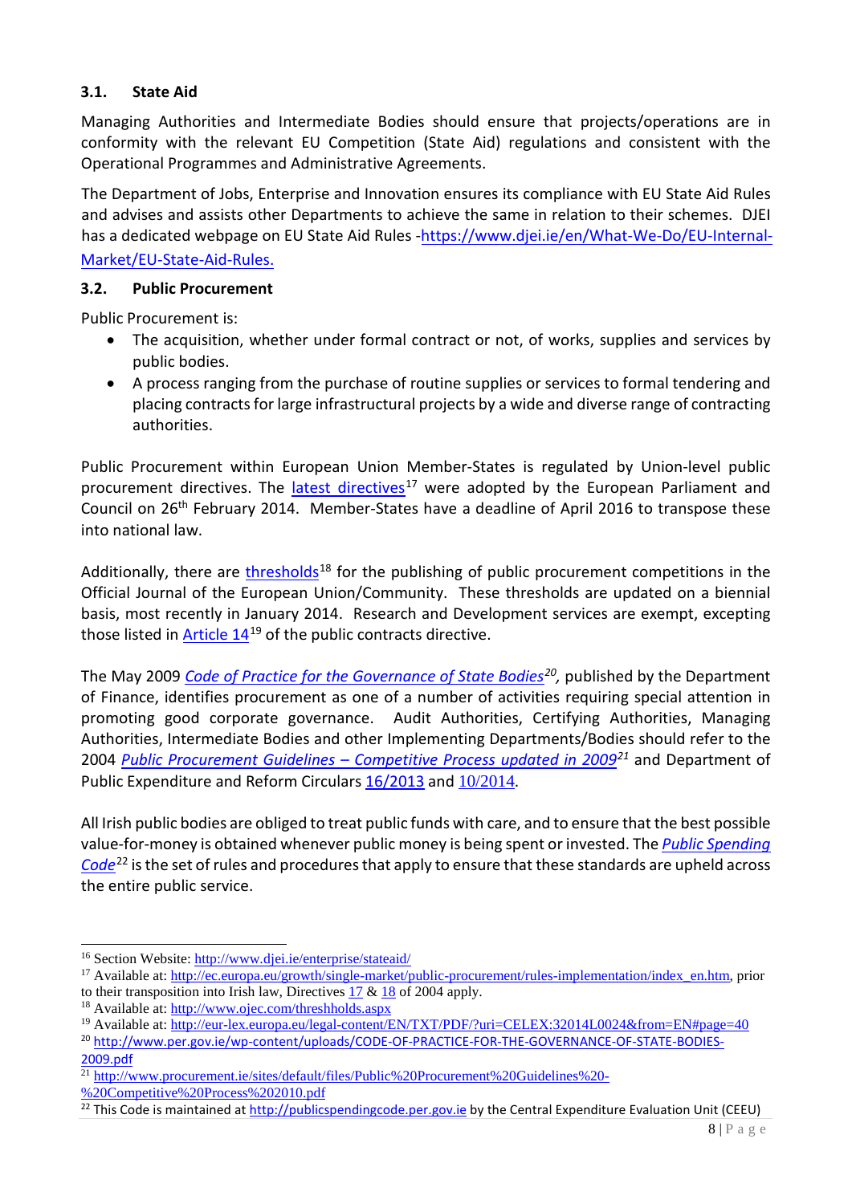### 3.1. State Aid

Managing Authorities and Intermediate Bodies should ensure that projects/operations are in conformity with the relevant EU Competition (State Aid) regulations and consistent with the Operational Programmes and Administrative Agreements.

The Department of Jobs, Enterprise and Innovation ensures its compliance with EU State Aid Rules and advises and assists other Departments to achieve the same in relation to their schemes. DJEI has a dedicated webpage on EU State Aid Rules -https://www.djei.ie/en/What-We-Do/EU-Internal-Market/EU-State-Aid-Rules.

### 3.2. Public Procurement

Public Procurement is:

- The acquisition, whether under formal contract or not, of works, supplies and services by public bodies.
- A process ranging from the purchase of routine supplies or services to formal tendering and placing contracts for large infrastructural projects by a wide and diverse range of contracting authorities.

Public Procurement within European Union Member-States is regulated by Union-level public procurement directives. The latest directives[17] were adopted by the European Parliament and Council on 26th February 2014. Member-States have a deadline of April 2016 to transpose these into national law.

Additionally, there are thresholds[18] for the publishing of public procurement competitions in the Official Journal of the European Union/Community. These thresholds are updated on a biennial basis, most recently in January 2014. Research and Development services are exempt, excepting those listed in Article 14[19] of the public contracts directive.

The May 2009 *Code of Practice for the Governance of State Bodies*[20], published by the Department of Finance, identifies procurement as one of a number of activities requiring special attention in promoting good corporate governance. Audit Authorities, Certifying Authorities, Managing Authorities, Intermediate Bodies and other Implementing Departments/Bodies should refer to the 2004 *Public Procurement Guidelines – Competitive Process updated in 2009*[21] and Department of Public Expenditure and Reform Circulars 16/2013 and 10/2014.

All Irish public bodies are obliged to treat public funds with care, and to ensure that the best possible value-for-money is obtained whenever public money is being spent or invested. The *Public Spending Code*[22] is the set of rules and procedures that apply to ensure that these standards are upheld across the entire public service.

---

[16] Section Website: http://www.djei.ie/enterprise/stateaid/

[17] Available at: http://ec.europa.eu/growth/single-market/public-procurement/rules-implementation/index_en.htm, prior to their transposition into Irish law, Directives 17 & 18 of 2004 apply.

[18] Available at: http://www.ojec.com/threshholds.aspx

[19] Available at: http://eur-lex.europa.eu/legal-content/EN/TXT/PDF/?uri=CELEX:32014L0024&from=EN#page=40

[20] http://www.per.gov.ie/wp-content/uploads/CODE-OF-PRACTICE-FOR-THE-GOVERNANCE-OF-STATE-BODIES-2009.pdf

[21] http://www.procurement.ie/sites/default/files/Public%20Procurement%20Guidelines%20-%20Competitive%20Process%202010.pdf

[22] This Code is maintained at http://publicspendingcode.per.gov.ie by the Central Expenditure Evaluation Unit (CEEU)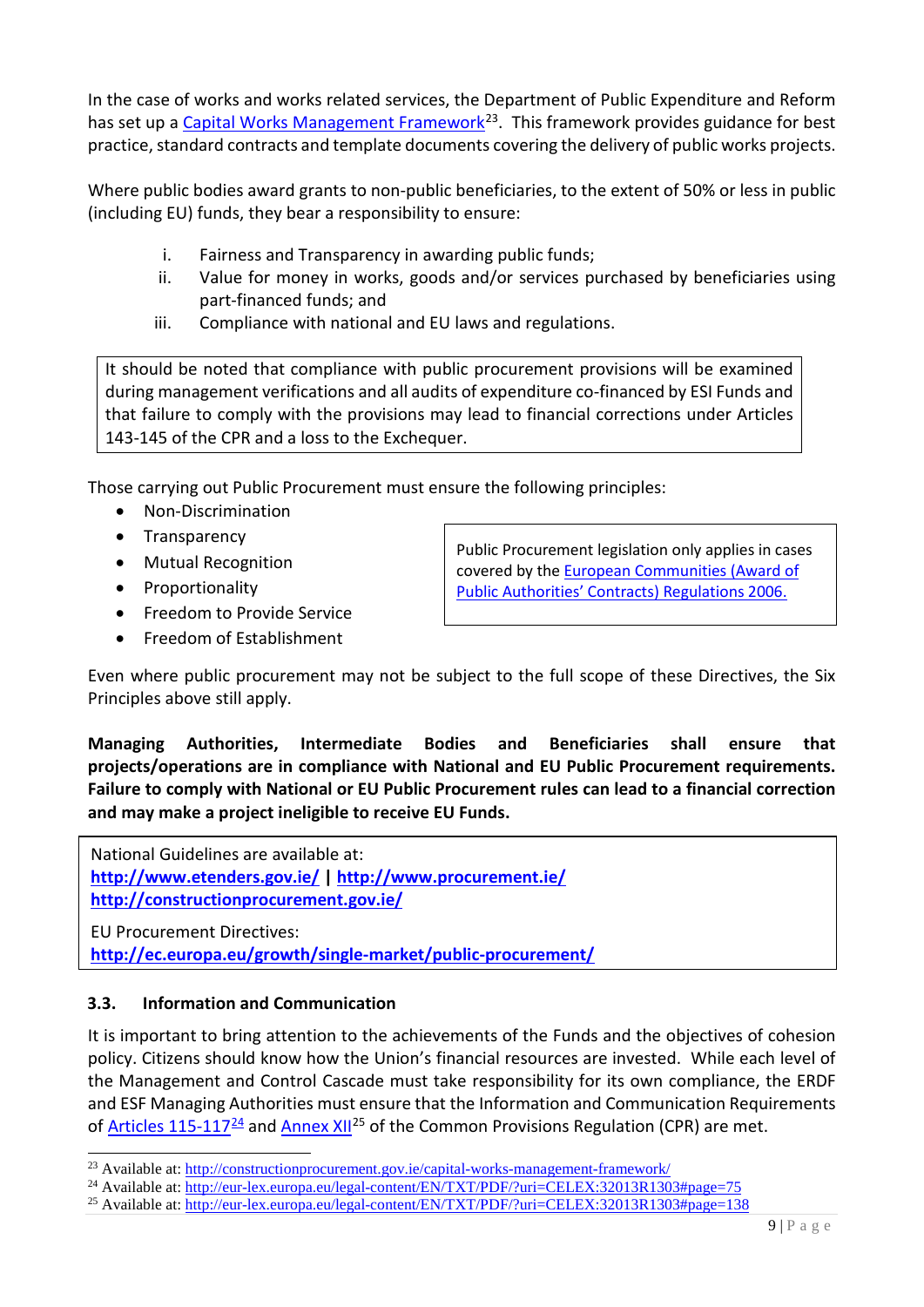In the case of works and works related services, the Department of Public Expenditure and Reform has set up a [Capital Works Management Framework](http://constructionprocurement.gov.ie/capital-works-management-framework/)[23]. This framework provides guidance for best practice, standard contracts and template documents covering the delivery of public works projects.

Where public bodies award grants to non-public beneficiaries, to the extent of 50% or less in public (including EU) funds, they bear a responsibility to ensure:

i. Fairness and Transparency in awarding public funds;
ii. Value for money in works, goods and/or services purchased by beneficiaries using part-financed funds; and
iii. Compliance with national and EU laws and regulations.

> It should be noted that compliance with public procurement provisions will be examined during management verifications and all audits of expenditure co-financed by ESI Funds and that failure to comply with the provisions may lead to financial corrections under Articles 143-145 of the CPR and a loss to the Exchequer.

Those carrying out Public Procurement must ensure the following principles:

- Non-Discrimination
- Transparency
- Mutual Recognition
- Proportionality
- Freedom to Provide Service
- Freedom of Establishment

> Public Procurement legislation only applies in cases covered by the European Communities (Award of Public Authorities' Contracts) Regulations 2006.

Even where public procurement may not be subject to the full scope of these Directives, the Six Principles above still apply.

**Managing Authorities, Intermediate Bodies and Beneficiaries shall ensure that projects/operations are in compliance with National and EU Public Procurement requirements. Failure to comply with National or EU Public Procurement rules can lead to a financial correction and may make a project ineligible to receive EU Funds.**

> National Guidelines are available at:
> **http://www.etenders.gov.ie/ | http://www.procurement.ie/**
> **http://constructionprocurement.gov.ie/**
>
> EU Procurement Directives:
> **http://ec.europa.eu/growth/single-market/public-procurement/**

### 3.3. Information and Communication

It is important to bring attention to the achievements of the Funds and the objectives of cohesion policy. Citizens should know how the Union's financial resources are invested. While each level of the Management and Control Cascade must take responsibility for its own compliance, the ERDF and ESF Managing Authorities must ensure that the Information and Communication Requirements of Articles 115-117[24] and Annex XII[25] of the Common Provisions Regulation (CPR) are met.

---

[23] Available at: http://constructionprocurement.gov.ie/capital-works-management-framework/
[24] Available at: http://eur-lex.europa.eu/legal-content/EN/TXT/PDF/?uri=CELEX:32013R1303#page=75
[25] Available at: http://eur-lex.europa.eu/legal-content/EN/TXT/PDF/?uri=CELEX:32013R1303#page=138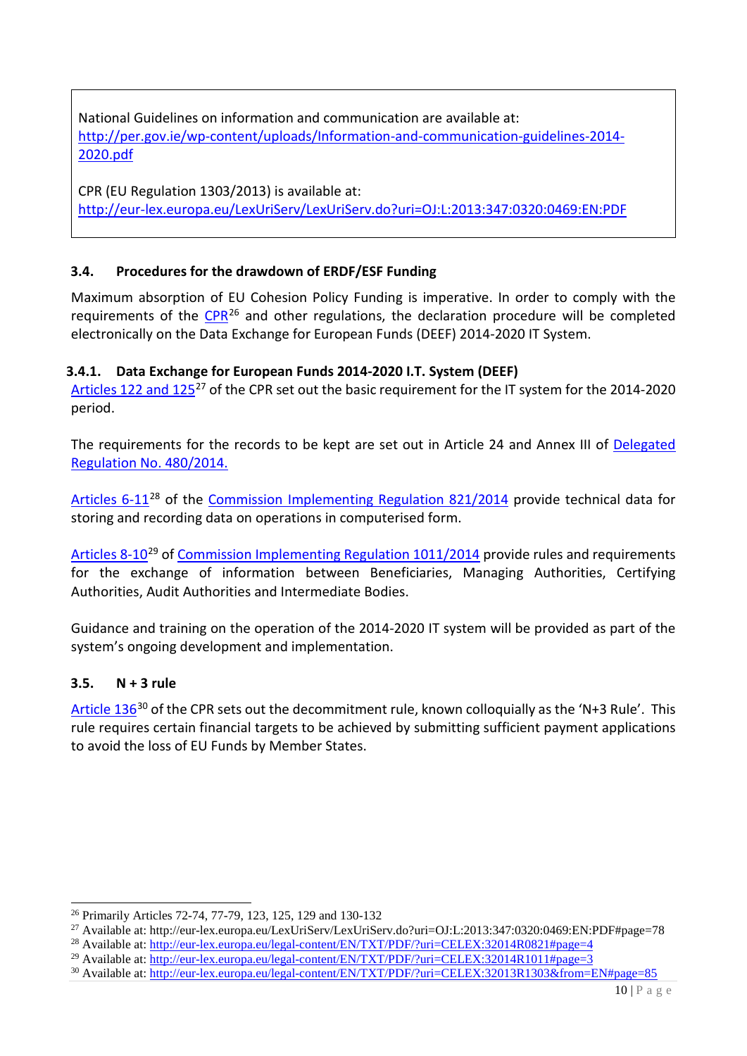National Guidelines on information and communication are available at: [http://per.gov.ie/wp-content/uploads/Information-and-communication-guidelines-2014-2020.pdf](http://per.gov.ie/wp-content/uploads/Information-and-communication-guidelines-2014-2020.pdf)

CPR (EU Regulation 1303/2013) is available at: [http://eur-lex.europa.eu/LexUriServ/LexUriServ.do?uri=OJ:L:2013:347:0320:0469:EN:PDF](http://eur-lex.europa.eu/LexUriServ/LexUriServ.do?uri=OJ:L:2013:347:0320:0469:EN:PDF)

### 3.4. Procedures for the drawdown of ERDF/ESF Funding

Maximum absorption of EU Cohesion Policy Funding is imperative. In order to comply with the requirements of the CPR[26] and other regulations, the declaration procedure will be completed electronically on the Data Exchange for European Funds (DEEF) 2014-2020 IT System.

#### 3.4.1. Data Exchange for European Funds 2014-2020 I.T. System (DEEF)

Articles 122 and 125[27] of the CPR set out the basic requirement for the IT system for the 2014-2020 period.

The requirements for the records to be kept are set out in Article 24 and Annex III of Delegated Regulation No. 480/2014.

Articles 6-11[28] of the Commission Implementing Regulation 821/2014 provide technical data for storing and recording data on operations in computerised form.

Articles 8-10[29] of Commission Implementing Regulation 1011/2014 provide rules and requirements for the exchange of information between Beneficiaries, Managing Authorities, Certifying Authorities, Audit Authorities and Intermediate Bodies.

Guidance and training on the operation of the 2014-2020 IT system will be provided as part of the system's ongoing development and implementation.

### 3.5. N + 3 rule

Article 136[30] of the CPR sets out the decommitment rule, known colloquially as the 'N+3 Rule'. This rule requires certain financial targets to be achieved by submitting sufficient payment applications to avoid the loss of EU Funds by Member States.

---

[26] Primarily Articles 72-74, 77-79, 123, 125, 129 and 130-132

[27] Available at: http://eur-lex.europa.eu/LexUriServ/LexUriServ.do?uri=OJ:L:2013:347:0320:0469:EN:PDF#page=78

[28] Available at: http://eur-lex.europa.eu/legal-content/EN/TXT/PDF/?uri=CELEX:32014R0821#page=4

[29] Available at: http://eur-lex.europa.eu/legal-content/EN/TXT/PDF/?uri=CELEX:32014R1011#page=3

[30] Available at: http://eur-lex.europa.eu/legal-content/EN/TXT/PDF/?uri=CELEX:32013R1303&from=EN#page=85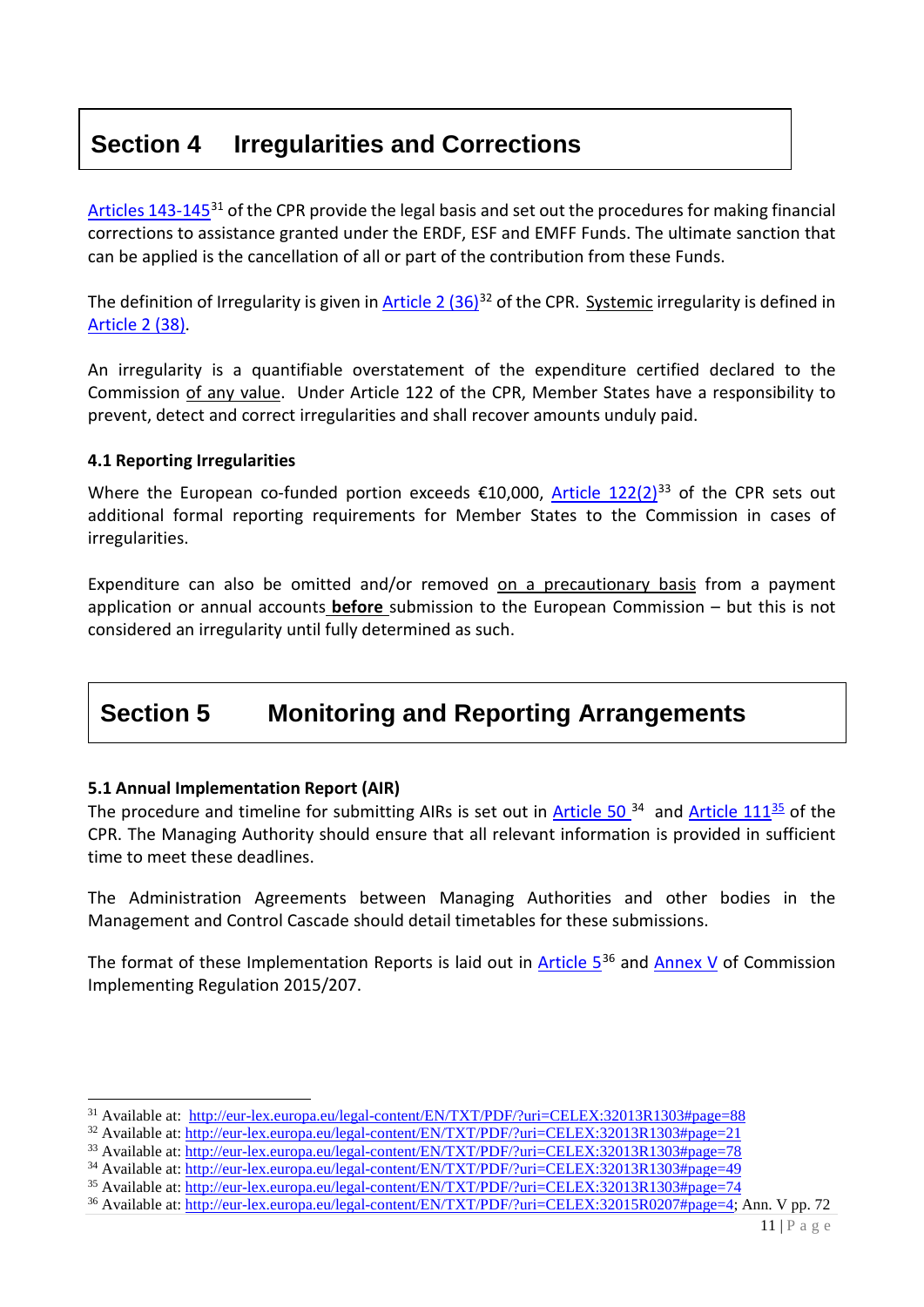# Section 4 Irregularities and Corrections

Articles 143-145[31] of the CPR provide the legal basis and set out the procedures for making financial corrections to assistance granted under the ERDF, ESF and EMFF Funds. The ultimate sanction that can be applied is the cancellation of all or part of the contribution from these Funds.

The definition of Irregularity is given in Article 2 (36)[32] of the CPR. Systemic irregularity is defined in Article 2 (38).

An irregularity is a quantifiable overstatement of the expenditure certified declared to the Commission of any value. Under Article 122 of the CPR, Member States have a responsibility to prevent, detect and correct irregularities and shall recover amounts unduly paid.

### 4.1 Reporting Irregularities

Where the European co-funded portion exceeds €10,000, Article 122(2)[33] of the CPR sets out additional formal reporting requirements for Member States to the Commission in cases of irregularities.

Expenditure can also be omitted and/or removed on a precautionary basis from a payment application or annual accounts **before** submission to the European Commission – but this is not considered an irregularity until fully determined as such.

# Section 5 Monitoring and Reporting Arrangements

### 5.1 Annual Implementation Report (AIR)

The procedure and timeline for submitting AIRs is set out in Article 50[34] and Article 111[35] of the CPR. The Managing Authority should ensure that all relevant information is provided in sufficient time to meet these deadlines.

The Administration Agreements between Managing Authorities and other bodies in the Management and Control Cascade should detail timetables for these submissions.

The format of these Implementation Reports is laid out in Article 5[36] and Annex V of Commission Implementing Regulation 2015/207.

---

[31] Available at: http://eur-lex.europa.eu/legal-content/EN/TXT/PDF/?uri=CELEX:32013R1303#page=88
[32] Available at: http://eur-lex.europa.eu/legal-content/EN/TXT/PDF/?uri=CELEX:32013R1303#page=21
[33] Available at: http://eur-lex.europa.eu/legal-content/EN/TXT/PDF/?uri=CELEX:32013R1303#page=78
[34] Available at: http://eur-lex.europa.eu/legal-content/EN/TXT/PDF/?uri=CELEX:32013R1303#page=49
[35] Available at: http://eur-lex.europa.eu/legal-content/EN/TXT/PDF/?uri=CELEX:32013R1303#page=74
[36] Available at: http://eur-lex.europa.eu/legal-content/EN/TXT/PDF/?uri=CELEX:32015R0207#page=4; Ann. V pp. 72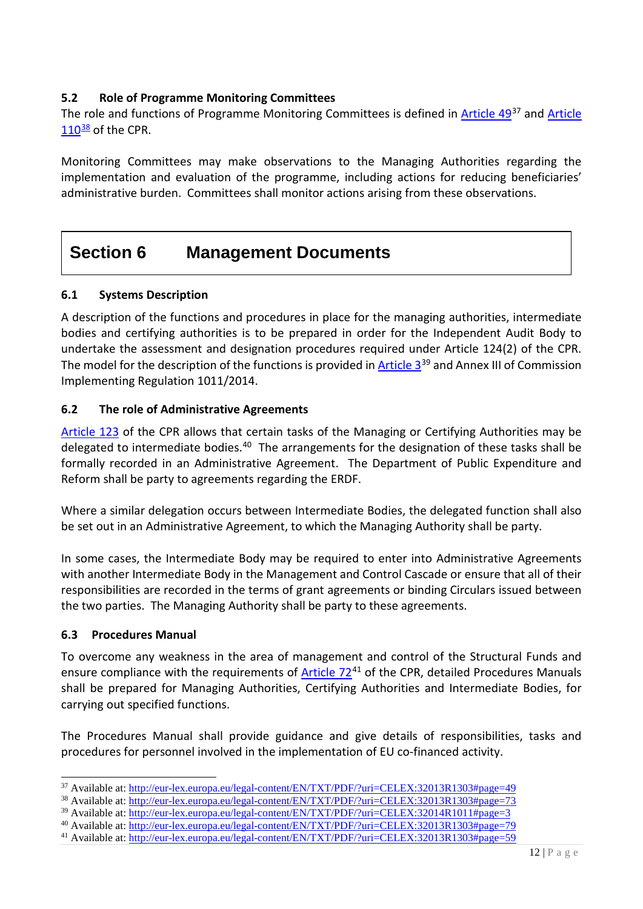### 5.2 Role of Programme Monitoring Committees

The role and functions of Programme Monitoring Committees is defined in Article 49[37] and Article 110[38] of the CPR.

Monitoring Committees may make observations to the Managing Authorities regarding the implementation and evaluation of the programme, including actions for reducing beneficiaries' administrative burden. Committees shall monitor actions arising from these observations.

## Section 6 Management Documents

### 6.1 Systems Description

A description of the functions and procedures in place for the managing authorities, intermediate bodies and certifying authorities is to be prepared in order for the Independent Audit Body to undertake the assessment and designation procedures required under Article 124(2) of the CPR. The model for the description of the functions is provided in Article 3[39] and Annex III of Commission Implementing Regulation 1011/2014.

### 6.2 The role of Administrative Agreements

Article 123 of the CPR allows that certain tasks of the Managing or Certifying Authorities may be delegated to intermediate bodies.[40] The arrangements for the designation of these tasks shall be formally recorded in an Administrative Agreement. The Department of Public Expenditure and Reform shall be party to agreements regarding the ERDF.

Where a similar delegation occurs between Intermediate Bodies, the delegated function shall also be set out in an Administrative Agreement, to which the Managing Authority shall be party.

In some cases, the Intermediate Body may be required to enter into Administrative Agreements with another Intermediate Body in the Management and Control Cascade or ensure that all of their responsibilities are recorded in the terms of grant agreements or binding Circulars issued between the two parties. The Managing Authority shall be party to these agreements.

### 6.3 Procedures Manual

To overcome any weakness in the area of management and control of the Structural Funds and ensure compliance with the requirements of Article 72[41] of the CPR, detailed Procedures Manuals shall be prepared for Managing Authorities, Certifying Authorities and Intermediate Bodies, for carrying out specified functions.

The Procedures Manual shall provide guidance and give details of responsibilities, tasks and procedures for personnel involved in the implementation of EU co-financed activity.

---

[37] Available at: http://eur-lex.europa.eu/legal-content/EN/TXT/PDF/?uri=CELEX:32013R1303#page=49

[38] Available at: http://eur-lex.europa.eu/legal-content/EN/TXT/PDF/?uri=CELEX:32013R1303#page=73

[39] Available at: http://eur-lex.europa.eu/legal-content/EN/TXT/PDF/?uri=CELEX:32014R1011#page=3

[40] Available at: http://eur-lex.europa.eu/legal-content/EN/TXT/PDF/?uri=CELEX:32013R1303#page=79

[41] Available at: http://eur-lex.europa.eu/legal-content/EN/TXT/PDF/?uri=CELEX:32013R1303#page=59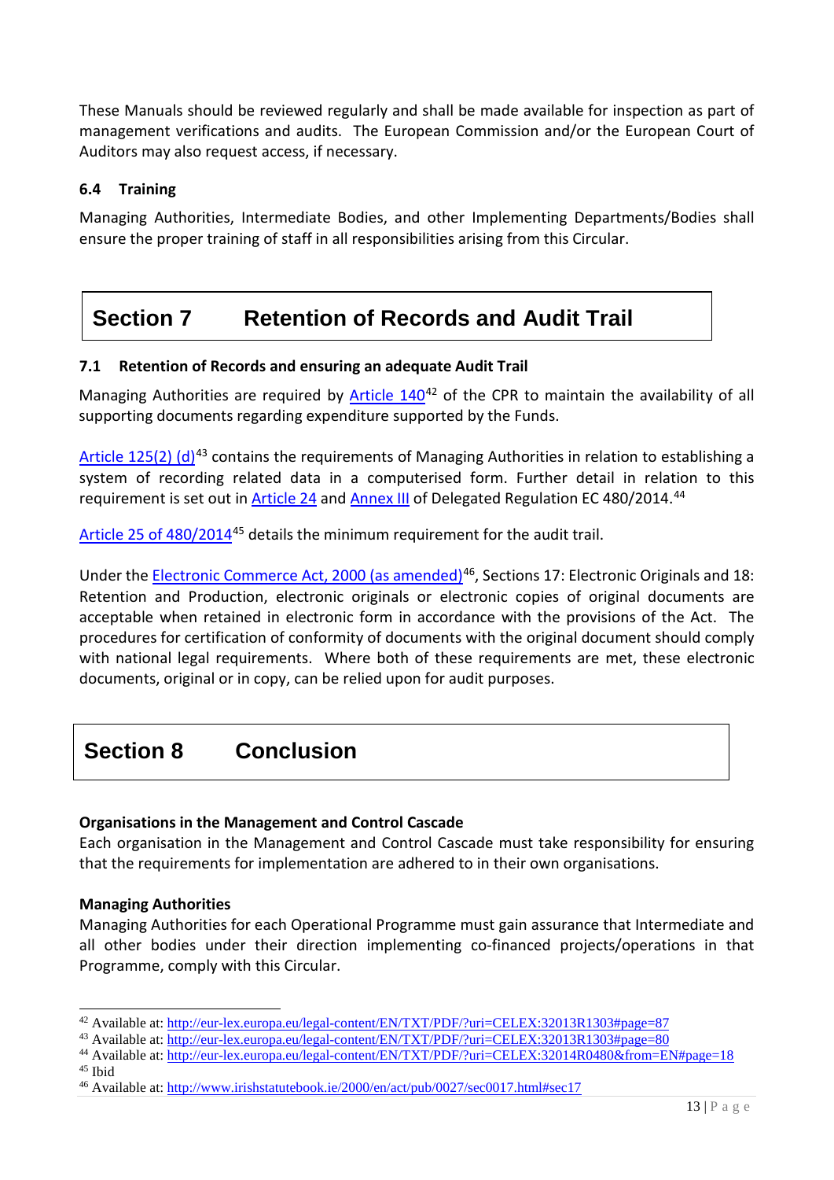These Manuals should be reviewed regularly and shall be made available for inspection as part of management verifications and audits. The European Commission and/or the European Court of Auditors may also request access, if necessary.

### 6.4 Training

Managing Authorities, Intermediate Bodies, and other Implementing Departments/Bodies shall ensure the proper training of staff in all responsibilities arising from this Circular.

## Section 7 Retention of Records and Audit Trail

### 7.1 Retention of Records and ensuring an adequate Audit Trail

Managing Authorities are required by Article 140[42] of the CPR to maintain the availability of all supporting documents regarding expenditure supported by the Funds.

Article 125(2) (d)[43] contains the requirements of Managing Authorities in relation to establishing a system of recording related data in a computerised form. Further detail in relation to this requirement is set out in Article 24 and Annex III of Delegated Regulation EC 480/2014.[44]

Article 25 of 480/2014[45] details the minimum requirement for the audit trail.

Under the Electronic Commerce Act, 2000 (as amended)[46], Sections 17: Electronic Originals and 18: Retention and Production, electronic originals or electronic copies of original documents are acceptable when retained in electronic form in accordance with the provisions of the Act. The procedures for certification of conformity of documents with the original document should comply with national legal requirements. Where both of these requirements are met, these electronic documents, original or in copy, can be relied upon for audit purposes.

## Section 8 Conclusion

**Organisations in the Management and Control Cascade**
Each organisation in the Management and Control Cascade must take responsibility for ensuring that the requirements for implementation are adhered to in their own organisations.

**Managing Authorities**
Managing Authorities for each Operational Programme must gain assurance that Intermediate and all other bodies under their direction implementing co-financed projects/operations in that Programme, comply with this Circular.

---

[42] Available at: http://eur-lex.europa.eu/legal-content/EN/TXT/PDF/?uri=CELEX:32013R1303#page=87
[43] Available at: http://eur-lex.europa.eu/legal-content/EN/TXT/PDF/?uri=CELEX:32013R1303#page=80
[44] Available at: http://eur-lex.europa.eu/legal-content/EN/TXT/PDF/?uri=CELEX:32014R0480&from=EN#page=18
[45] Ibid
[46] Available at: http://www.irishstatutebook.ie/2000/en/act/pub/0027/sec0017.html#sec17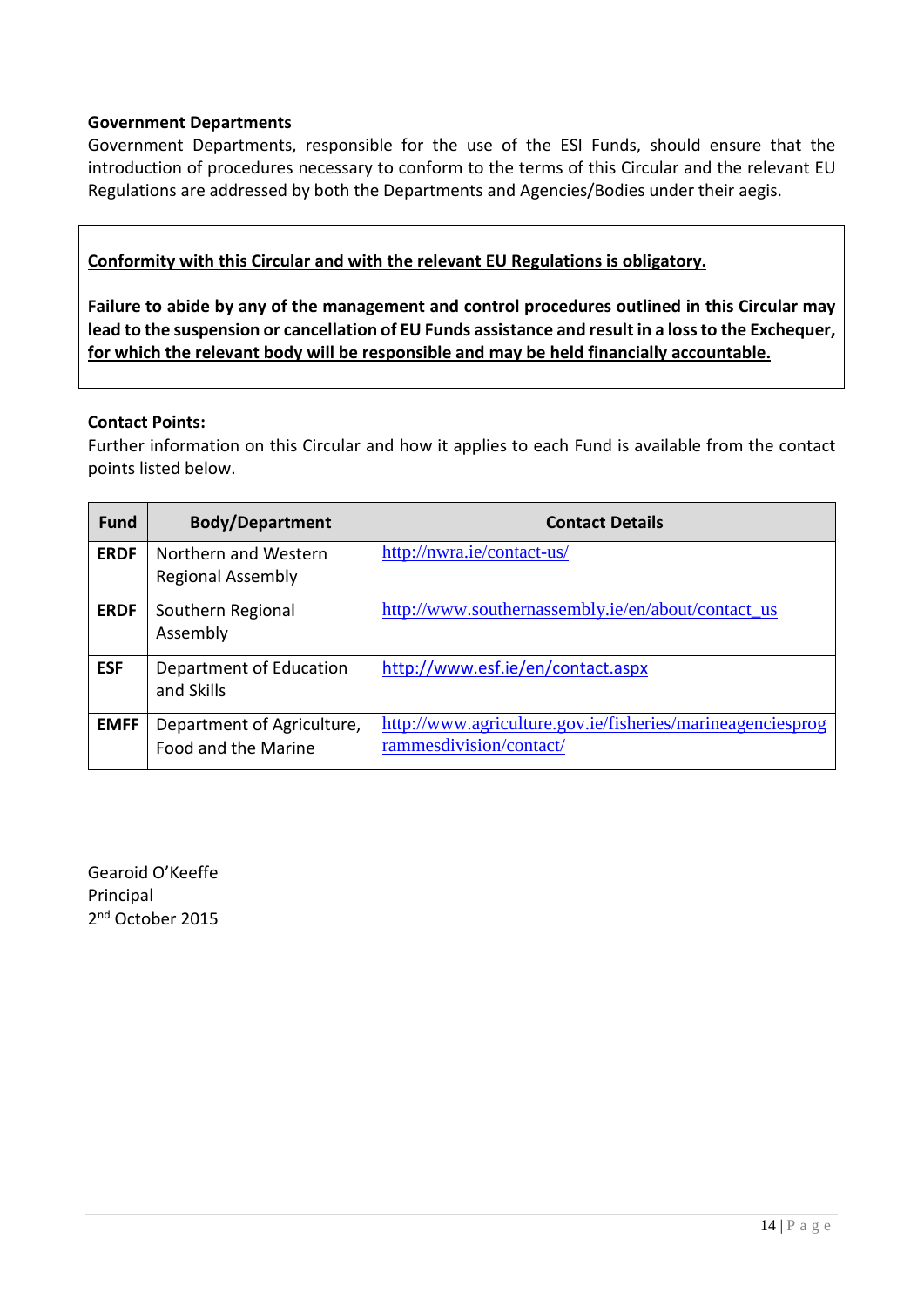**Government Departments**

Government Departments, responsible for the use of the ESI Funds, should ensure that the introduction of procedures necessary to conform to the terms of this Circular and the relevant EU Regulations are addressed by both the Departments and Agencies/Bodies under their aegis.

**Conformity with this Circular and with the relevant EU Regulations is obligatory.**

**Failure to abide by any of the management and control procedures outlined in this Circular may lead to the suspension or cancellation of EU Funds assistance and result in a loss to the Exchequer, for which the relevant body will be responsible and may be held financially accountable.**

**Contact Points:**

Further information on this Circular and how it applies to each Fund is available from the contact points listed below.

| Fund | Body/Department | Contact Details |
|---|---|---|
| **ERDF** | Northern and Western Regional Assembly | http://nwra.ie/contact-us/ |
| **ERDF** | Southern Regional Assembly | http://www.southernassembly.ie/en/about/contact_us |
| **ESF** | Department of Education and Skills | http://www.esf.ie/en/contact.aspx |
| **EMFF** | Department of Agriculture, Food and the Marine | http://www.agriculture.gov.ie/fisheries/marineagenciesprogrammesdivision/contact/ |

Gearoid O'Keeffe
Principal
2nd October 2015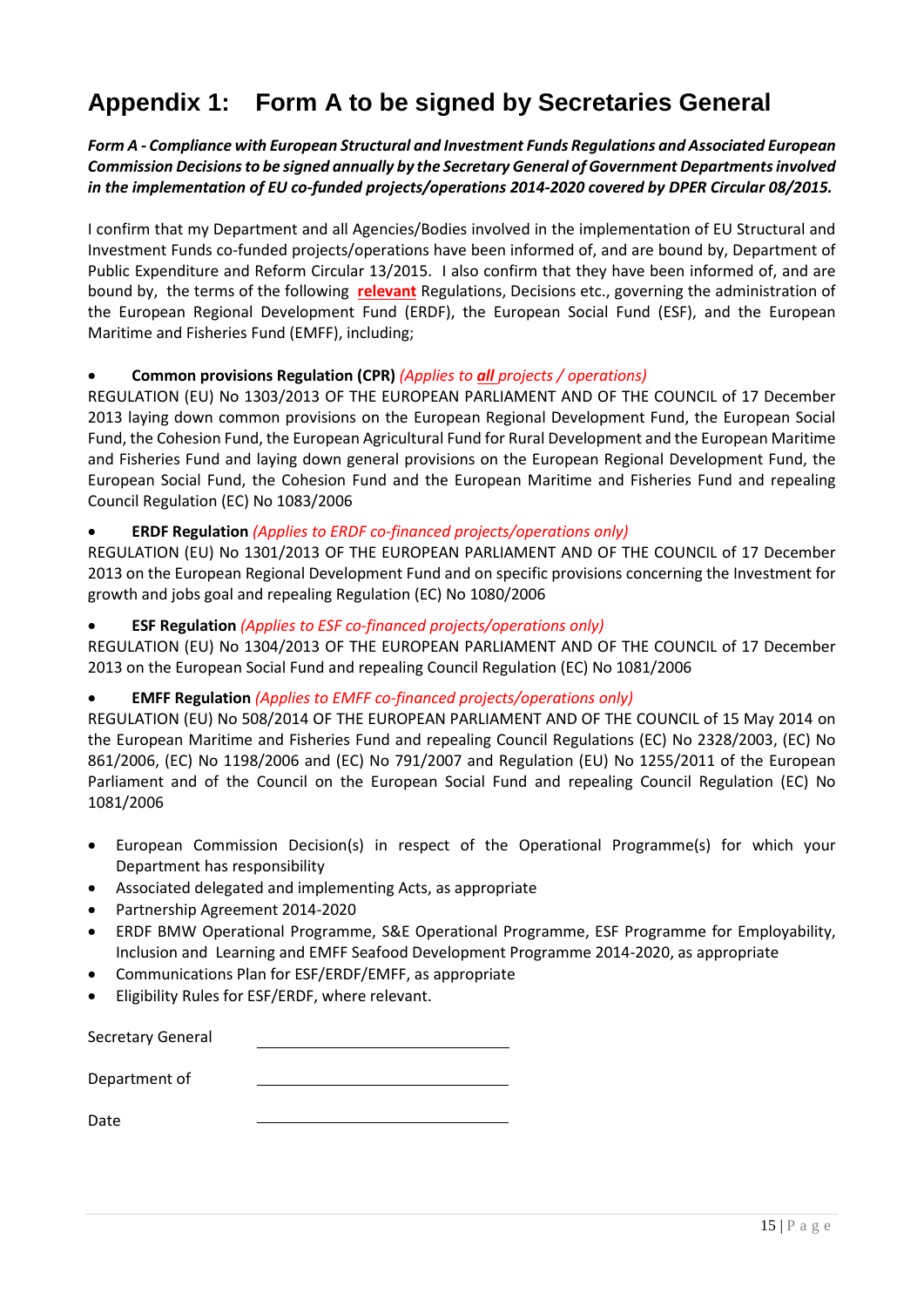# Appendix 1: Form A to be signed by Secretaries General

***Form A - Compliance with European Structural and Investment Funds Regulations and Associated European Commission Decisions to be signed annually by the Secretary General of Government Departments involved in the implementation of EU co-funded projects/operations 2014-2020 covered by DPER Circular 08/2015.***

I confirm that my Department and all Agencies/Bodies involved in the implementation of EU Structural and Investment Funds co-funded projects/operations have been informed of, and are bound by, Department of Public Expenditure and Reform Circular 13/2015. I also confirm that they have been informed of, and are bound by, the terms of the following **relevant** Regulations, Decisions etc., governing the administration of the European Regional Development Fund (ERDF), the European Social Fund (ESF), and the European Maritime and Fisheries Fund (EMFF), including;

- **Common provisions Regulation (CPR)** *(Applies to **all** projects / operations)*

REGULATION (EU) No 1303/2013 OF THE EUROPEAN PARLIAMENT AND OF THE COUNCIL of 17 December 2013 laying down common provisions on the European Regional Development Fund, the European Social Fund, the Cohesion Fund, the European Agricultural Fund for Rural Development and the European Maritime and Fisheries Fund and laying down general provisions on the European Regional Development Fund, the European Social Fund, the Cohesion Fund and the European Maritime and Fisheries Fund and repealing Council Regulation (EC) No 1083/2006

- **ERDF Regulation** *(Applies to ERDF co-financed projects/operations only)*

REGULATION (EU) No 1301/2013 OF THE EUROPEAN PARLIAMENT AND OF THE COUNCIL of 17 December 2013 on the European Regional Development Fund and on specific provisions concerning the Investment for growth and jobs goal and repealing Regulation (EC) No 1080/2006

- **ESF Regulation** *(Applies to ESF co-financed projects/operations only)*

REGULATION (EU) No 1304/2013 OF THE EUROPEAN PARLIAMENT AND OF THE COUNCIL of 17 December 2013 on the European Social Fund and repealing Council Regulation (EC) No 1081/2006

- **EMFF Regulation** *(Applies to EMFF co-financed projects/operations only)*

REGULATION (EU) No 508/2014 OF THE EUROPEAN PARLIAMENT AND OF THE COUNCIL of 15 May 2014 on the European Maritime and Fisheries Fund and repealing Council Regulations (EC) No 2328/2003, (EC) No 861/2006, (EC) No 1198/2006 and (EC) No 791/2007 and Regulation (EU) No 1255/2011 of the European Parliament and of the Council on the European Social Fund and repealing Council Regulation (EC) No 1081/2006

- European Commission Decision(s) in respect of the Operational Programme(s) for which your Department has responsibility
- Associated delegated and implementing Acts, as appropriate
- Partnership Agreement 2014-2020
- ERDF BMW Operational Programme, S&E Operational Programme, ESF Programme for Employability, Inclusion and Learning and EMFF Seafood Development Programme 2014-2020, as appropriate
- Communications Plan for ESF/ERDF/EMFF, as appropriate
- Eligibility Rules for ESF/ERDF, where relevant.

Secretary General \_\_\_\_\_\_\_\_\_\_\_\_\_\_\_\_\_\_\_\_\_\_\_\_

Department of \_\_\_\_\_\_\_\_\_\_\_\_\_\_\_\_\_\_\_\_\_\_\_\_

Date \_\_\_\_\_\_\_\_\_\_\_\_\_\_\_\_\_\_\_\_\_\_\_\_